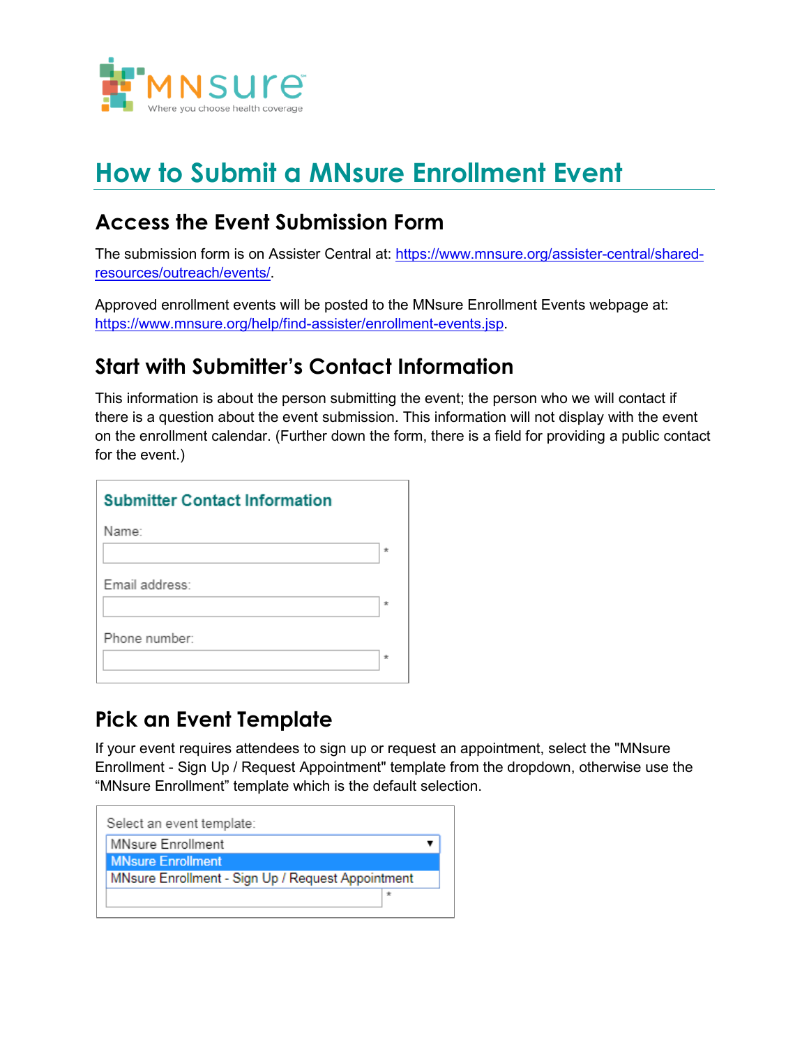# How to Submit a MNsure Enrollment Event

## Access the Event Submission Form

The submission form is on Assister Central at: [https://www.mnsure.org/assister-central/shared-resources/outreach/events/](https://www.mnsure.org/assister-central/shared-resources/outreach/events/).

Approved enrollment events will be posted to the MNsure Enrollment Events webpage at: [https://www.mnsure.org/help/find-assister/enrollment-events.jsp](https://www.mnsure.org/help/find-assister/enrollment-events.jsp).

## Start with Submitter's Contact Information

This information is about the person submitting the event; the person who we will contact if there is a question about the event submission. This information will not display with the event on the enrollment calendar. (Further down the form, there is a field for providing a public contact for the event.)

**Submitter Contact Information**

Name: *

Email address: *

Phone number: *

## Pick an Event Template

If your event requires attendees to sign up or request an appointment, select the "MNsure Enrollment - Sign Up / Request Appointment" template from the dropdown, otherwise use the "MNsure Enrollment" template which is the default selection.

Select an event template:

- MNsure Enrollment
- MNsure Enrollment - Sign Up / Request Appointment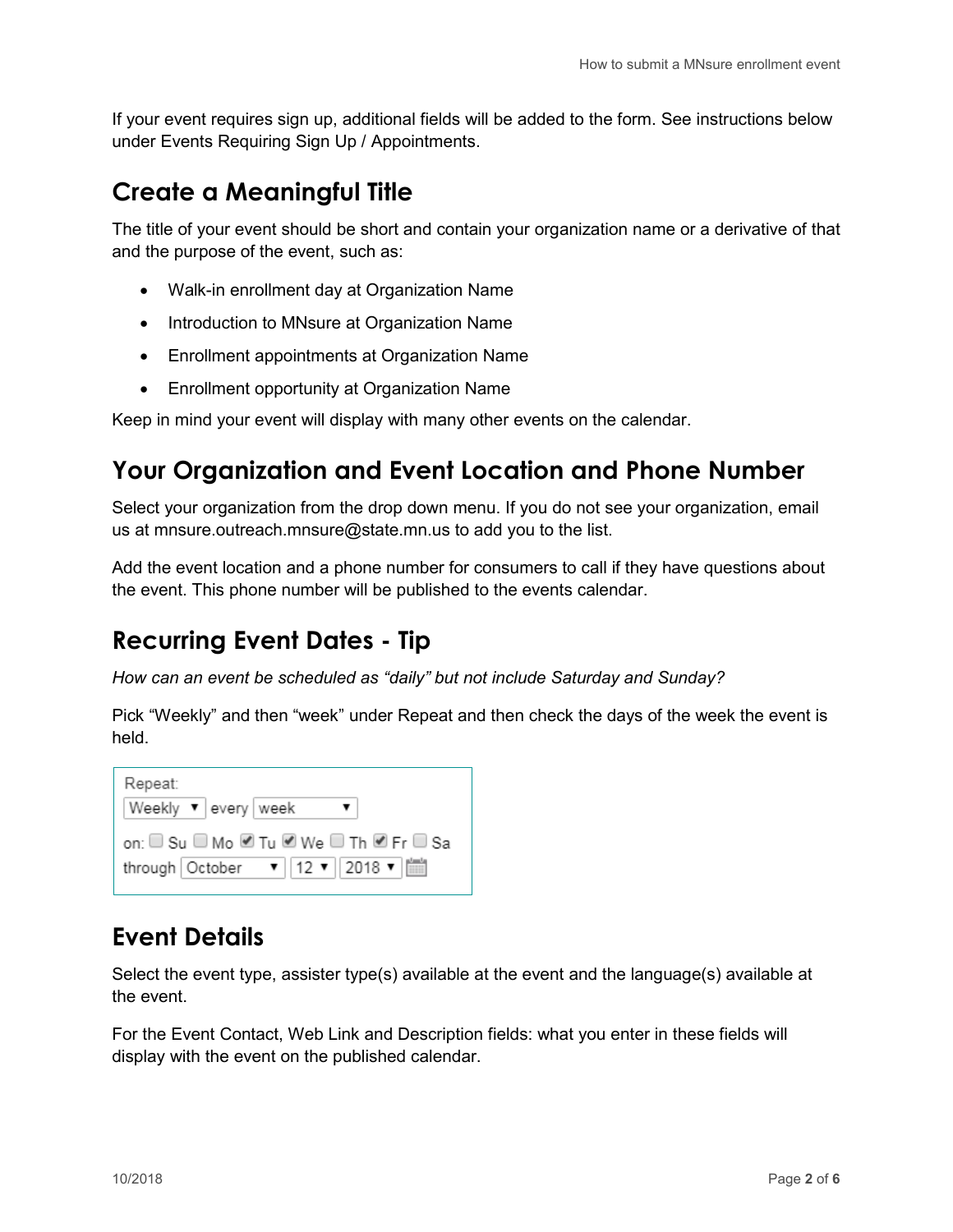If your event requires sign up, additional fields will be added to the form. See instructions below under Events Requiring Sign Up / Appointments.

## Create a Meaningful Title

The title of your event should be short and contain your organization name or a derivative of that and the purpose of the event, such as:

- Walk-in enrollment day at Organization Name
- Introduction to MNsure at Organization Name
- Enrollment appointments at Organization Name
- Enrollment opportunity at Organization Name

Keep in mind your event will display with many other events on the calendar.

## Your Organization and Event Location and Phone Number

Select your organization from the drop down menu. If you do not see your organization, email us at mnsure.outreach.mnsure@state.mn.us to add you to the list.

Add the event location and a phone number for consumers to call if they have questions about the event. This phone number will be published to the events calendar.

## Recurring Event Dates - Tip

*How can an event be scheduled as "daily" but not include Saturday and Sunday?*

Pick "Weekly" and then "week" under Repeat and then check the days of the week the event is held.

Repeat:
Weekly every week
on: ☐ Su ☐ Mo ☑ Tu ☑ We ☐ Th ☑ Fr ☐ Sa
through October 12 2018

## Event Details

Select the event type, assister type(s) available at the event and the language(s) available at the event.

For the Event Contact, Web Link and Description fields: what you enter in these fields will display with the event on the published calendar.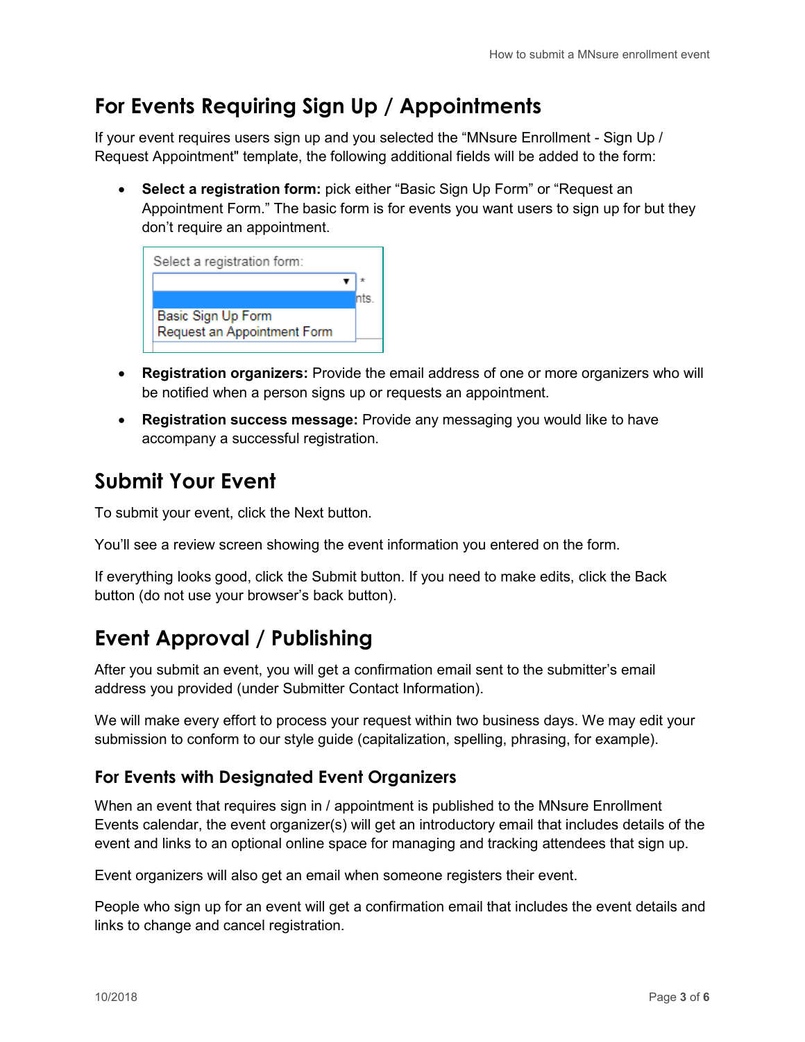## For Events Requiring Sign Up / Appointments

If your event requires users sign up and you selected the "MNsure Enrollment - Sign Up / Request Appointment" template, the following additional fields will be added to the form:

- **Select a registration form:** pick either "Basic Sign Up Form" or "Request an Appointment Form." The basic form is for events you want users to sign up for but they don't require an appointment.
- **Registration organizers:** Provide the email address of one or more organizers who will be notified when a person signs up or requests an appointment.
- **Registration success message:** Provide any messaging you would like to have accompany a successful registration.

## Submit Your Event

To submit your event, click the Next button.

You'll see a review screen showing the event information you entered on the form.

If everything looks good, click the Submit button. If you need to make edits, click the Back button (do not use your browser's back button).

## Event Approval / Publishing

After you submit an event, you will get a confirmation email sent to the submitter's email address you provided (under Submitter Contact Information).

We will make every effort to process your request within two business days. We may edit your submission to conform to our style guide (capitalization, spelling, phrasing, for example).

### For Events with Designated Event Organizers

When an event that requires sign in / appointment is published to the MNsure Enrollment Events calendar, the event organizer(s) will get an introductory email that includes details of the event and links to an optional online space for managing and tracking attendees that sign up.

Event organizers will also get an email when someone registers their event.

People who sign up for an event will get a confirmation email that includes the event details and links to change and cancel registration.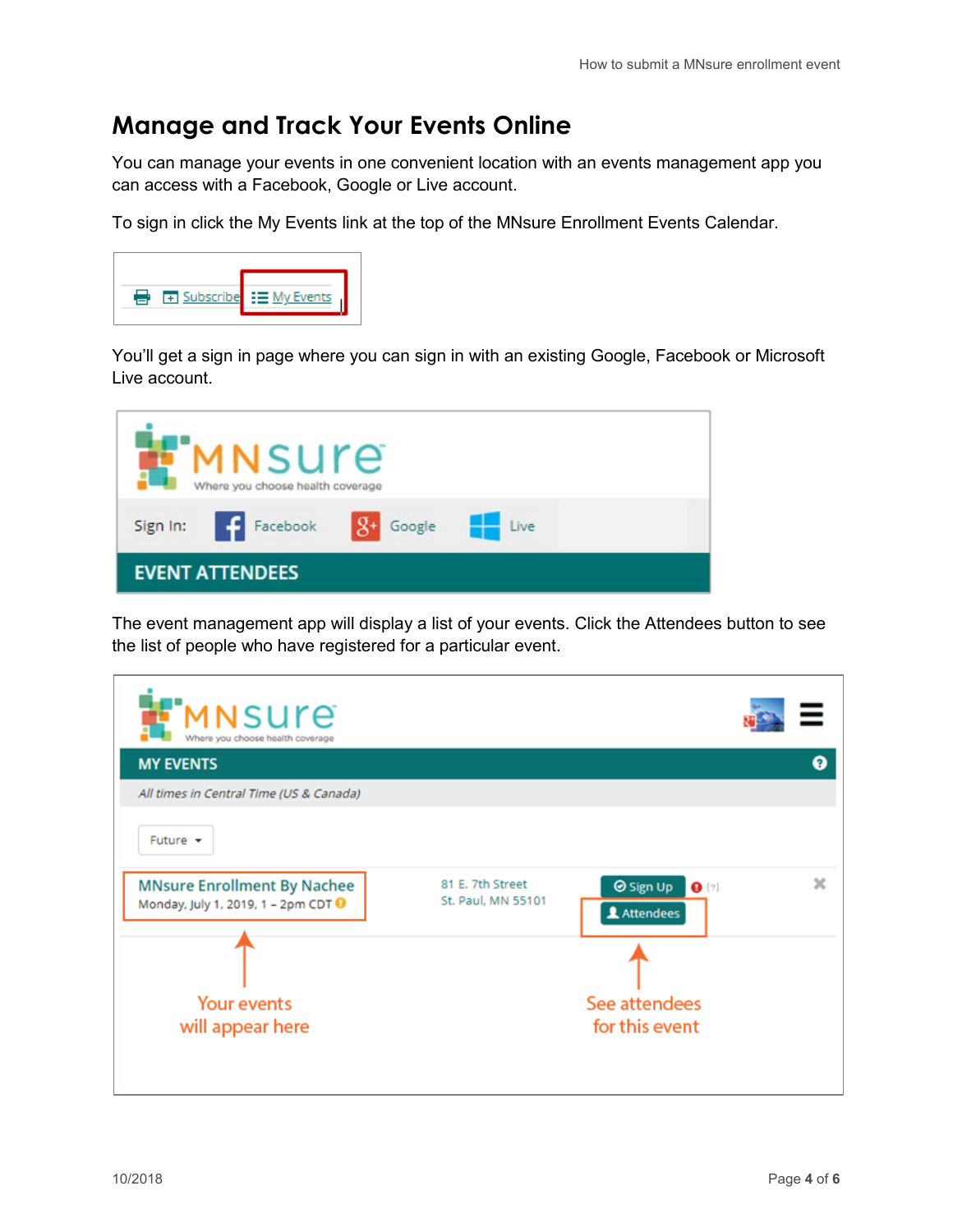## Manage and Track Your Events Online

You can manage your events in one convenient location with an events management app you can access with a Facebook, Google or Live account.

To sign in click the My Events link at the top of the MNsure Enrollment Events Calendar.

You'll get a sign in page where you can sign in with an existing Google, Facebook or Microsoft Live account.

The event management app will display a list of your events. Click the Attendees button to see the list of people who have registered for a particular event.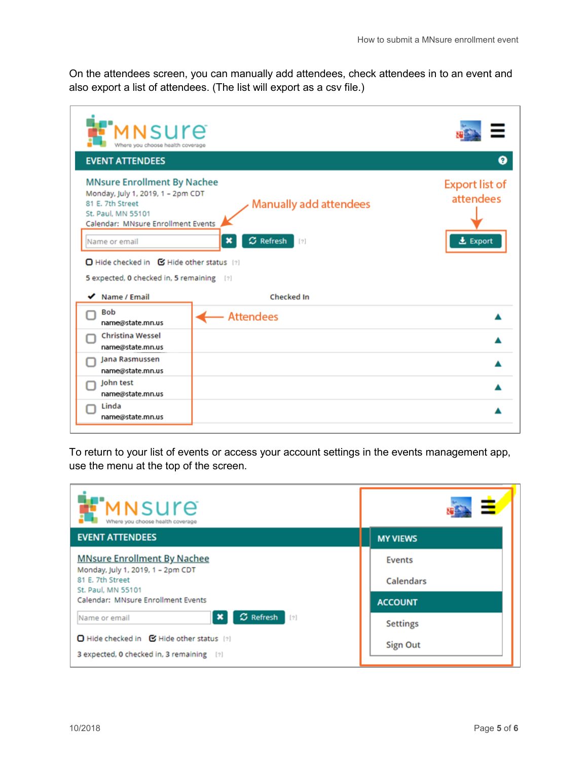On the attendees screen, you can manually add attendees, check attendees in to an event and also export a list of attendees. (The list will export as a csv file.)

To return to your list of events or access your account settings in the events management app, use the menu at the top of the screen.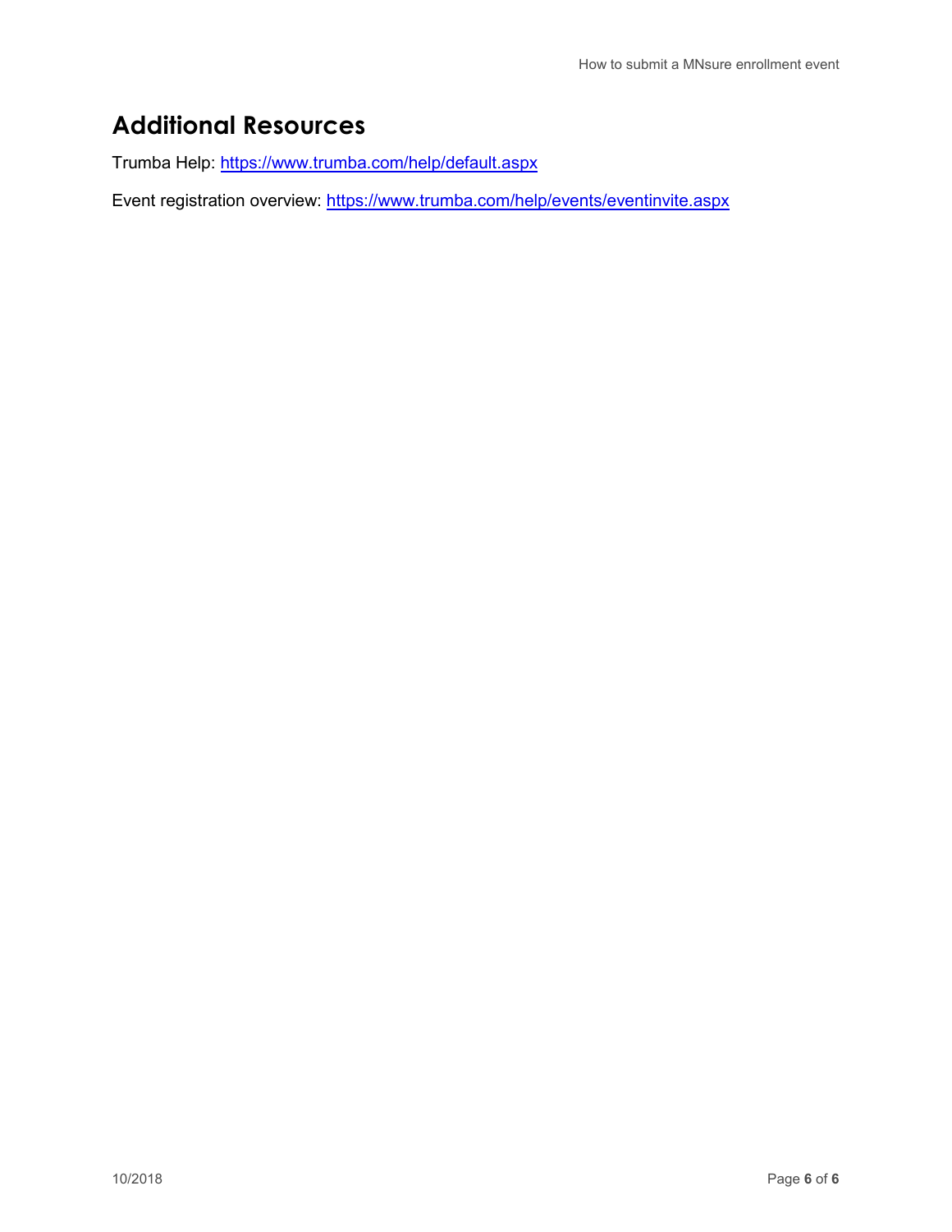## Additional Resources

Trumba Help: https://www.trumba.com/help/default.aspx

Event registration overview: https://www.trumba.com/help/events/eventinvite.aspx